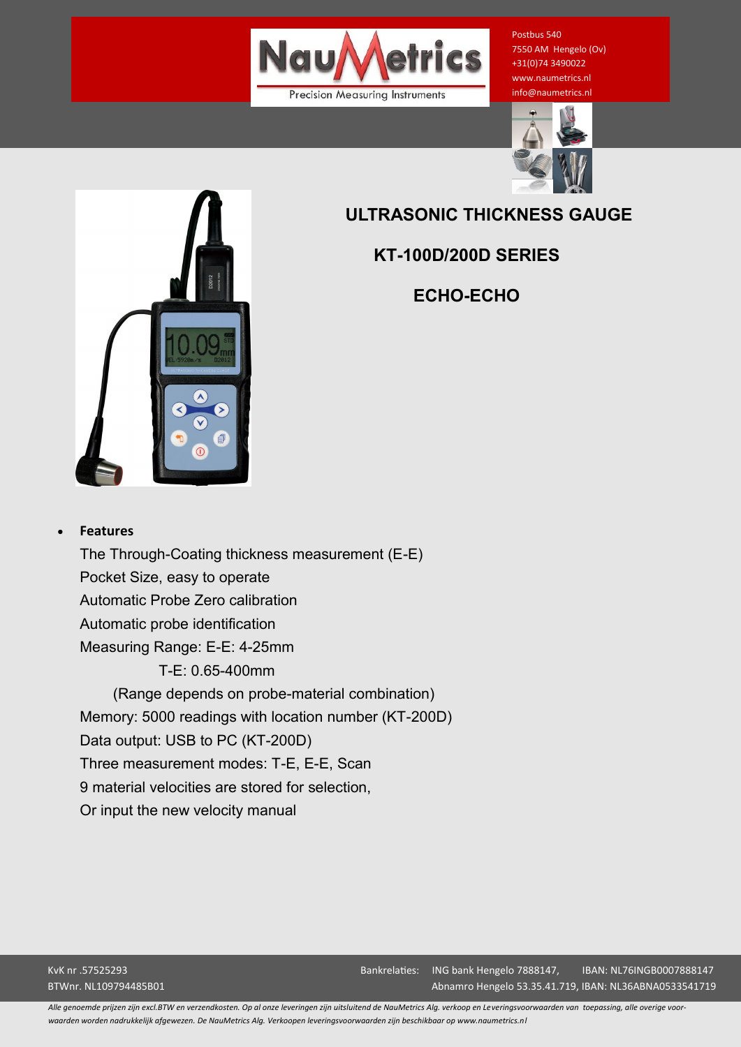NauMetrics

Precision Measuring Instruments

Postbus 540
7550 AM Hengelo (Ov)
+31(0)74 3490022
www.naumetrics.nl
info@naumetrics.nl

# ULTRASONIC THICKNESS GAUGE

## KT-100D/200D SERIES

## ECHO-ECHO

- **Features**

The Through-Coating thickness measurement (E-E)
Pocket Size, easy to operate
Automatic Probe Zero calibration
Automatic probe identification
Measuring Range: E-E: 4-25mm
T-E: 0.65-400mm
(Range depends on probe-material combination)
Memory: 5000 readings with location number (KT-200D)
Data output: USB to PC (KT-200D)
Three measurement modes: T-E, E-E, Scan
9 material velocities are stored for selection,
Or input the new velocity manual

KvK nr .57525293
BTWnr. NL109794485B01

Bankrelaties: ING bank Hengelo 7888147, IBAN: NL76INGB0007888147
Abnamro Hengelo 53.35.41.719, IBAN: NL36ABNA0533541719

*Alle genoemde prijzen zijn excl.BTW en verzendkosten. Op al onze leveringen zijn uitsluitend de NauMetrics Alg. verkoop en Leveringsvoorwaarden van toepassing, alle overige voorwaarden worden nadrukkelijk afgewezen. De NauMetrics Alg. Verkoopen leveringsvoorwaarden zijn beschikbaar op www.naumetrics.nl*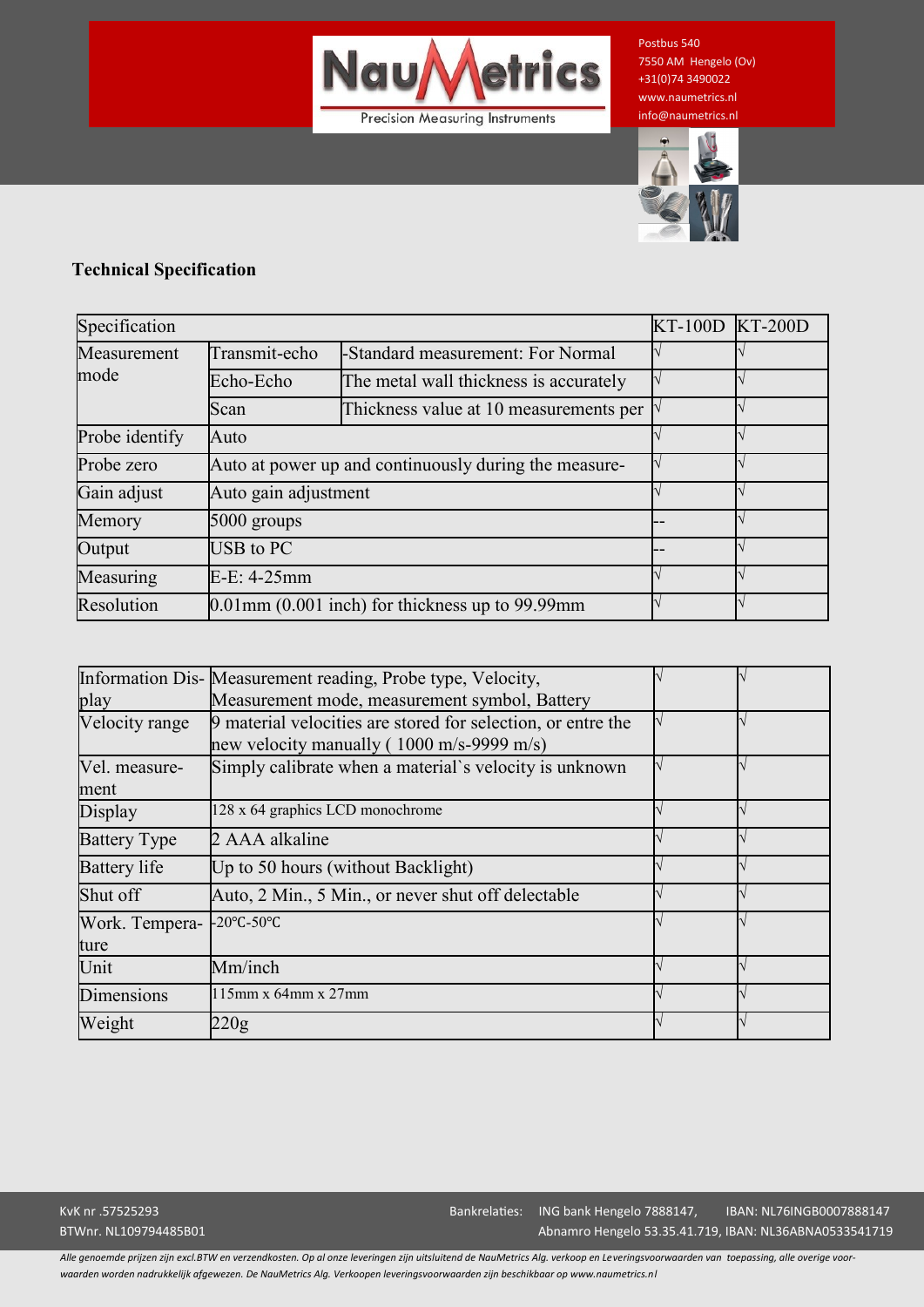## Technical Specification

| Specification | | | KT-100D | KT-200D |
|---|---|---|---|---|
| Measurement mode | Transmit-echo | -Standard measurement: For Normal | √ | √ |
| | Echo-Echo | The metal wall thickness is accurately | √ | √ |
| | Scan | Thickness value at 10 measurements per | √ | √ |
| Probe identify | Auto | | √ | √ |
| Probe zero | Auto at power up and continuously during the measure- | | √ | √ |
| Gain adjust | Auto gain adjustment | | √ | √ |
| Memory | 5000 groups | | -- | √ |
| Output | USB to PC | | -- | √ |
| Measuring | E-E: 4-25mm | | √ | √ |
| Resolution | 0.01mm (0.001 inch) for thickness up to 99.99mm | | √ | √ |

| | | | |
|---|---|---|---|
| Information Display | Measurement reading, Probe type, Velocity, Measurement mode, measurement symbol, Battery | √ | √ |
| Velocity range | 9 material velocities are stored for selection, or entre the new velocity manually ( 1000 m/s-9999 m/s) | √ | √ |
| Vel. measurement | Simply calibrate when a material`s velocity is unknown | √ | √ |
| Display | 128 x 64 graphics LCD monochrome | √ | √ |
| Battery Type | 2 AAA alkaline | √ | √ |
| Battery life | Up to 50 hours (without Backlight) | √ | √ |
| Shut off | Auto, 2 Min., 5 Min., or never shut off delectable | √ | √ |
| Work. Temperature | -20℃-50℃ | √ | √ |
| Unit | Mm/inch | √ | √ |
| Dimensions | 115mm x 64mm x 27mm | √ | √ |
| Weight | 220g | √ | √ |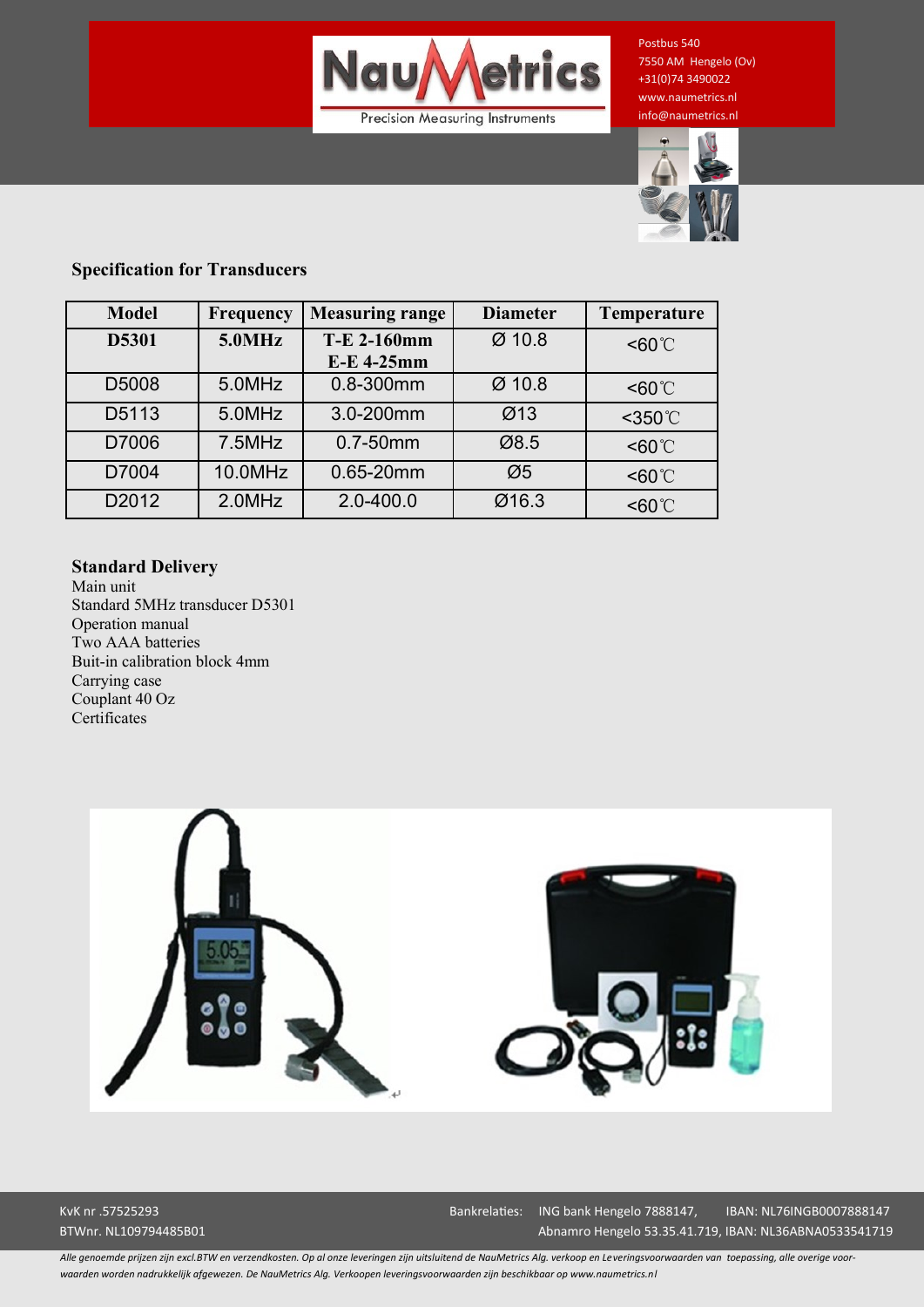### Specification for Transducers

| Model | Frequency | Measuring range | Diameter | Temperature |
|---|---|---|---|---|
| **D5301** | **5.0MHz** | **T-E 2-160mm E-E 4-25mm** | Ø 10.8 | <60℃ |
| D5008 | 5.0MHz | 0.8-300mm | Ø 10.8 | <60℃ |
| D5113 | 5.0MHz | 3.0-200mm | Ø13 | <350℃ |
| D7006 | 7.5MHz | 0.7-50mm | Ø8.5 | <60℃ |
| D7004 | 10.0MHz | 0.65-20mm | Ø5 | <60℃ |
| D2012 | 2.0MHz | 2.0-400.0 | Ø16.3 | <60℃ |

### Standard Delivery

Main unit
Standard 5MHz transducer D5301
Operation manual
Two AAA batteries
Buit-in calibration block 4mm
Carrying case
Couplant 40 Oz
Certificates